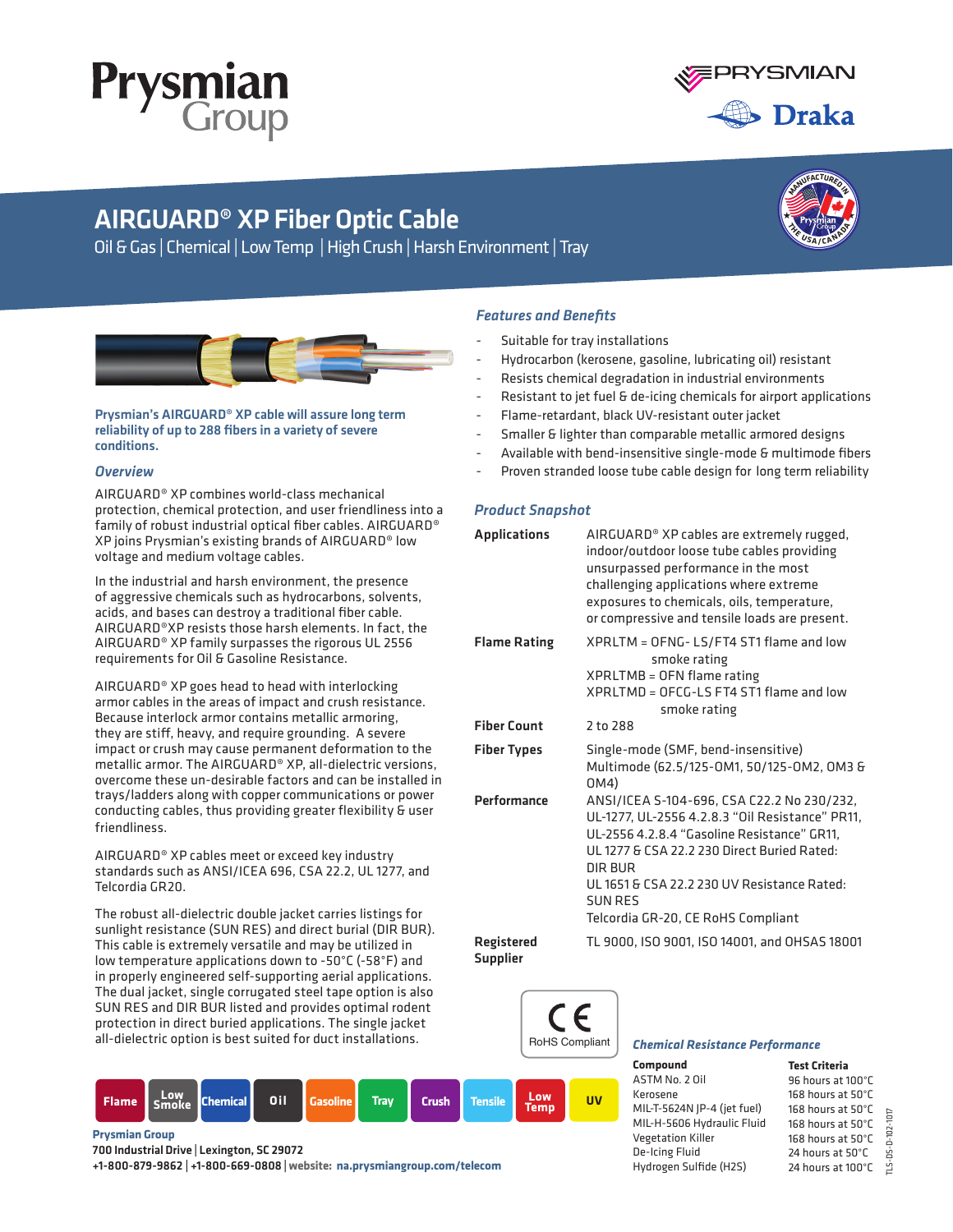# AIRGUARD® XP Fiber Optic Cable

Oil & Gas | Chemical | Low Temp | High Crush | Harsh Environment | Tray

**Prysmian's AIRGUARD® XP cable will assure long term reliability of up to 288 fibers in a variety of severe conditions.**

### *Overview*

AIRGUARD® XP combines world-class mechanical protection, chemical protection, and user friendliness into a family of robust industrial optical fiber cables. AIRGUARD® XP joins Prysmian's existing brands of AIRGUARD® low voltage and medium voltage cables.

In the industrial and harsh environment, the presence of aggressive chemicals such as hydrocarbons, solvents, acids, and bases can destroy a traditional fiber cable. AIRGUARD®XP resists those harsh elements. In fact, the AIRGUARD® XP family surpasses the rigorous UL 2556 requirements for Oil & Gasoline Resistance.

AIRGUARD® XP goes head to head with interlocking armor cables in the areas of impact and crush resistance. Because interlock armor contains metallic armoring, they are stiff, heavy, and require grounding. A severe impact or crush may cause permanent deformation to the metallic armor. The AIRGUARD® XP, all-dielectric versions, overcome these un-desirable factors and can be installed in trays/ladders along with copper communications or power conducting cables, thus providing greater flexibility & user friendliness.

AIRGUARD® XP cables meet or exceed key industry standards such as ANSI/ICEA 696, CSA 22.2, UL 1277, and Telcordia GR20.

The robust all-dielectric double jacket carries listings for sunlight resistance (SUN RES) and direct burial (DIR BUR). This cable is extremely versatile and may be utilized in low temperature applications down to -50°C (-58°F) and in properly engineered self-supporting aerial applications. The dual jacket, single corrugated steel tape option is also SUN RES and DIR BUR listed and provides optimal rodent protection in direct buried applications. The single jacket all-dielectric option is best suited for duct installations.

Flame | Low Smoke | Chemical | Oil | Gasoline | Tray | Crush | Tensile | Low Temp | UV

### *Features and Benefits*

- Suitable for tray installations
- Hydrocarbon (kerosene, gasoline, lubricating oil) resistant
- Resists chemical degradation in industrial environments
- Resistant to jet fuel & de-icing chemicals for airport applications
- Flame-retardant, black UV-resistant outer jacket
- Smaller & lighter than comparable metallic armored designs
- Available with bend-insensitive single-mode & multimode fibers
- Proven stranded loose tube cable design for long term reliability

### *Product Snapshot*

| | |
|---|---|
| **Applications** | AIRGUARD® XP cables are extremely rugged, indoor/outdoor loose tube cables providing unsurpassed performance in the most challenging applications where extreme exposures to chemicals, oils, temperature, or compressive and tensile loads are present. |
| **Flame Rating** | XPRLTM = OFNG- LS/FT4 ST1 flame and low smoke rating<br>XPRLTMB = OFN flame rating<br>XPRLTMD = OFCG-LS FT4 ST1 flame and low smoke rating |
| **Fiber Count** | 2 to 288 |
| **Fiber Types** | Single-mode (SMF, bend-insensitive)<br>Multimode (62.5/125-OM1, 50/125-OM2, OM3 & OM4) |
| **Performance** | ANSI/ICEA S-104-696, CSA C22.2 No 230/232, UL-1277, UL-2556 4.2.8.3 "Oil Resistance" PR11, UL-2556 4.2.8.4 "Gasoline Resistance" GR11, UL 1277 & CSA 22.2 230 Direct Buried Rated: DIR BUR<br>UL 1651 & CSA 22.2 230 UV Resistance Rated: SUN RES<br>Telcordia GR-20, CE RoHS Compliant |
| **Registered Supplier** | TL 9000, ISO 9001, ISO 14001, and OHSAS 18001 |

CE RoHS Compliant

### *Chemical Resistance Performance*

| **Compound** | **Test Criteria** |
|---|---|
| ASTM No. 2 Oil | 96 hours at 100°C |
| Kerosene | 168 hours at 50°C |
| MIL-T-5624N JP-4 (jet fuel) | 168 hours at 50°C |
| MIL-H-5606 Hydraulic Fluid | 168 hours at 50°C |
| Vegetation Killer | 168 hours at 50°C |
| De-Icing Fluid | 24 hours at 50°C |
| Hydrogen Sulfide ($H_2S$) | 24 hours at 100°C |

**Prysmian Group**
**700 Industrial Drive | Lexington, SC 29072**
**+1-800-879-9862 | +1-800-669-0808 | website: na.prysmiangroup.com/telecom**

TLS-DS-D-102-1017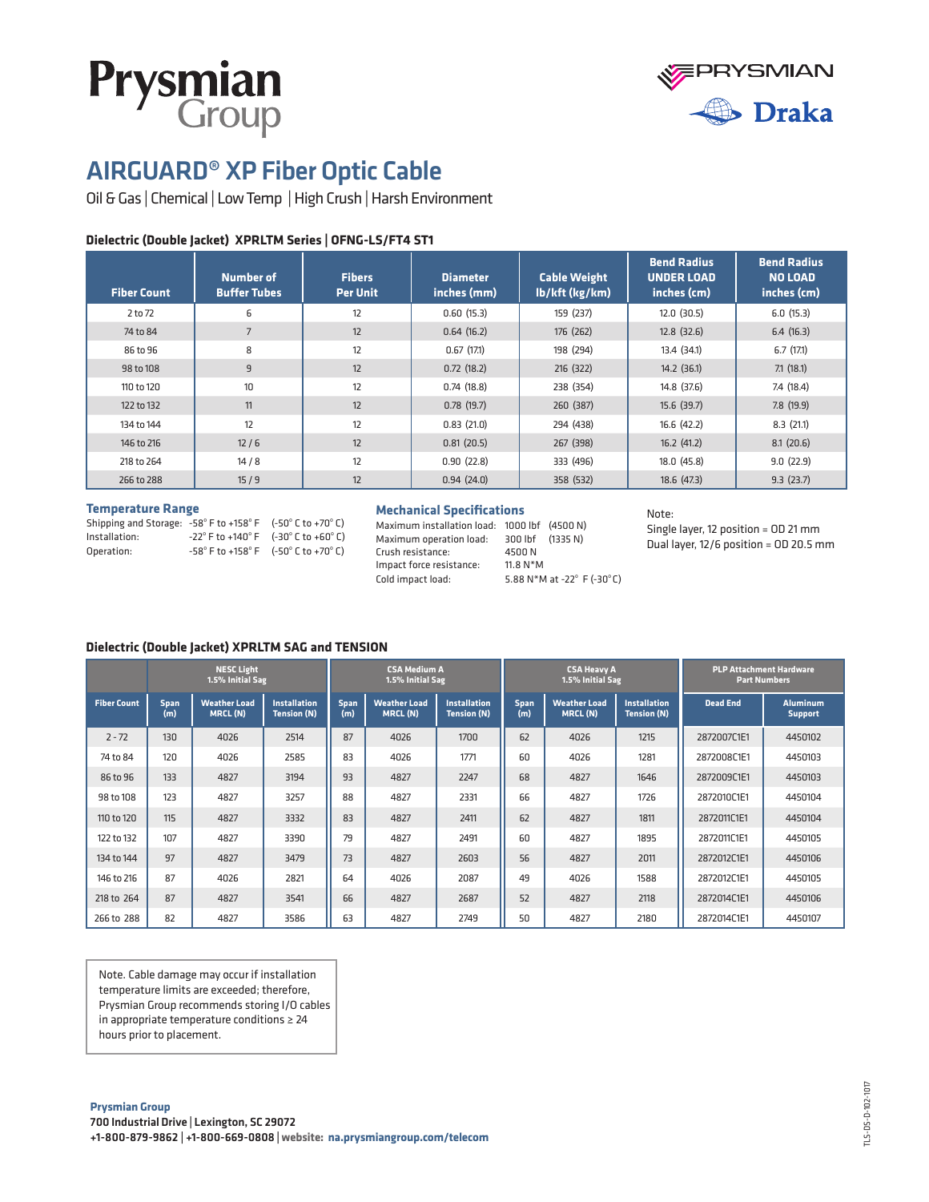Prysmian Group

PRYSMIAN

Draka

# AIRGUARD® XP Fiber Optic Cable

Oil & Gas | Chemical | Low Temp | High Crush | Harsh Environment

### Dielectric (Double Jacket) XPRLTM Series | OFNG-LS/FT4 ST1

| Fiber Count | Number of Buffer Tubes | Fibers Per Unit | Diameter inches (mm) | Cable Weight lb/kft (kg/km) | Bend Radius UNDER LOAD inches (cm) | Bend Radius NO LOAD inches (cm) |
|---|---|---|---|---|---|---|
| 2 to 72 | 6 | 12 | 0.60 (15.3) | 159 (237) | 12.0 (30.5) | 6.0 (15.3) |
| 74 to 84 | 7 | 12 | 0.64 (16.2) | 176 (262) | 12.8 (32.6) | 6.4 (16.3) |
| 86 to 96 | 8 | 12 | 0.67 (17.1) | 198 (294) | 13.4 (34.1) | 6.7 (17.1) |
| 98 to 108 | 9 | 12 | 0.72 (18.2) | 216 (322) | 14.2 (36.1) | 7.1 (18.1) |
| 110 to 120 | 10 | 12 | 0.74 (18.8) | 238 (354) | 14.8 (37.6) | 7.4 (18.4) |
| 122 to 132 | 11 | 12 | 0.78 (19.7) | 260 (387) | 15.6 (39.7) | 7.8 (19.9) |
| 134 to 144 | 12 | 12 | 0.83 (21.0) | 294 (438) | 16.6 (42.2) | 8.3 (21.1) |
| 146 to 216 | 12 / 6 | 12 | 0.81 (20.5) | 267 (398) | 16.2 (41.2) | 8.1 (20.6) |
| 218 to 264 | 14 / 8 | 12 | 0.90 (22.8) | 333 (496) | 18.0 (45.8) | 9.0 (22.9) |
| 266 to 288 | 15 / 9 | 12 | 0.94 (24.0) | 358 (532) | 18.6 (47.3) | 9.3 (23.7) |

**Temperature Range**

| | | |
|---|---|---|
| Shipping and Storage: | -58° F to +158° F | (-50° C to +70° C) |
| Installation: | -22° F to +140° F | (-30° C to +60° C) |
| Operation: | -58° F to +158° F | (-50° C to +70° C) |

**Mechanical Specifications**

| | |
|---|---|
| Maximum installation load: | 1000 lbf (4500 N) |
| Maximum operation load: | 300 lbf (1335 N) |
| Crush resistance: | 4500 N |
| Impact force resistance: | 11.8 N*M |
| Cold impact load: | 5.88 N*M at -22° F (-30°C) |

Note:
Single layer, 12 position = OD 21 mm
Dual layer, 12/6 position = OD 20.5 mm

### Dielectric (Double Jacket) XPRLTM SAG and TENSION

| | NESC Light 1.5% Initial Sag | | | CSA Medium A 1.5% Initial Sag | | | CSA Heavy A 1.5% Initial Sag | | | PLP Attachment Hardware Part Numbers | |
|---|---|---|---|---|---|---|---|---|---|---|---|
| **Fiber Count** | **Span (m)** | **Weather Load MRCL (N)** | **Installation Tension (N)** | **Span (m)** | **Weather Load MRCL (N)** | **Installation Tension (N)** | **Span (m)** | **Weather Load MRCL (N)** | **Installation Tension (N)** | **Dead End** | **Aluminum Support** |
| 2 - 72 | 130 | 4026 | 2514 | 87 | 4026 | 1700 | 62 | 4026 | 1215 | 2872007C1E1 | 4450102 |
| 74 to 84 | 120 | 4026 | 2585 | 83 | 4026 | 1771 | 60 | 4026 | 1281 | 2872008C1E1 | 4450103 |
| 86 to 96 | 133 | 4827 | 3194 | 93 | 4827 | 2247 | 68 | 4827 | 1646 | 2872009C1E1 | 4450103 |
| 98 to 108 | 123 | 4827 | 3257 | 88 | 4827 | 2331 | 66 | 4827 | 1726 | 2872010C1E1 | 4450104 |
| 110 to 120 | 115 | 4827 | 3332 | 83 | 4827 | 2411 | 62 | 4827 | 1811 | 2872011C1E1 | 4450104 |
| 122 to 132 | 107 | 4827 | 3390 | 79 | 4827 | 2491 | 60 | 4827 | 1895 | 2872011C1E1 | 4450105 |
| 134 to 144 | 97 | 4827 | 3479 | 73 | 4827 | 2603 | 56 | 4827 | 2011 | 2872012C1E1 | 4450106 |
| 146 to 216 | 87 | 4026 | 2821 | 64 | 4026 | 2087 | 49 | 4026 | 1588 | 2872012C1E1 | 4450105 |
| 218 to 264 | 87 | 4827 | 3541 | 66 | 4827 | 2687 | 52 | 4827 | 2118 | 2872014C1E1 | 4450106 |
| 266 to 288 | 82 | 4827 | 3586 | 63 | 4827 | 2749 | 50 | 4827 | 2180 | 2872014C1E1 | 4450107 |

Note. Cable damage may occur if installation temperature limits are exceeded; therefore, Prysmian Group recommends storing I/O cables in appropriate temperature conditions ≥ 24 hours prior to placement.

**Prysmian Group**
**700 Industrial Drive | Lexington, SC 29072**
**+1-800-879-9862 | +1-800-669-0808 | website: na.prysmiangroup.com/telecom**

TLS-DS-D-102-1017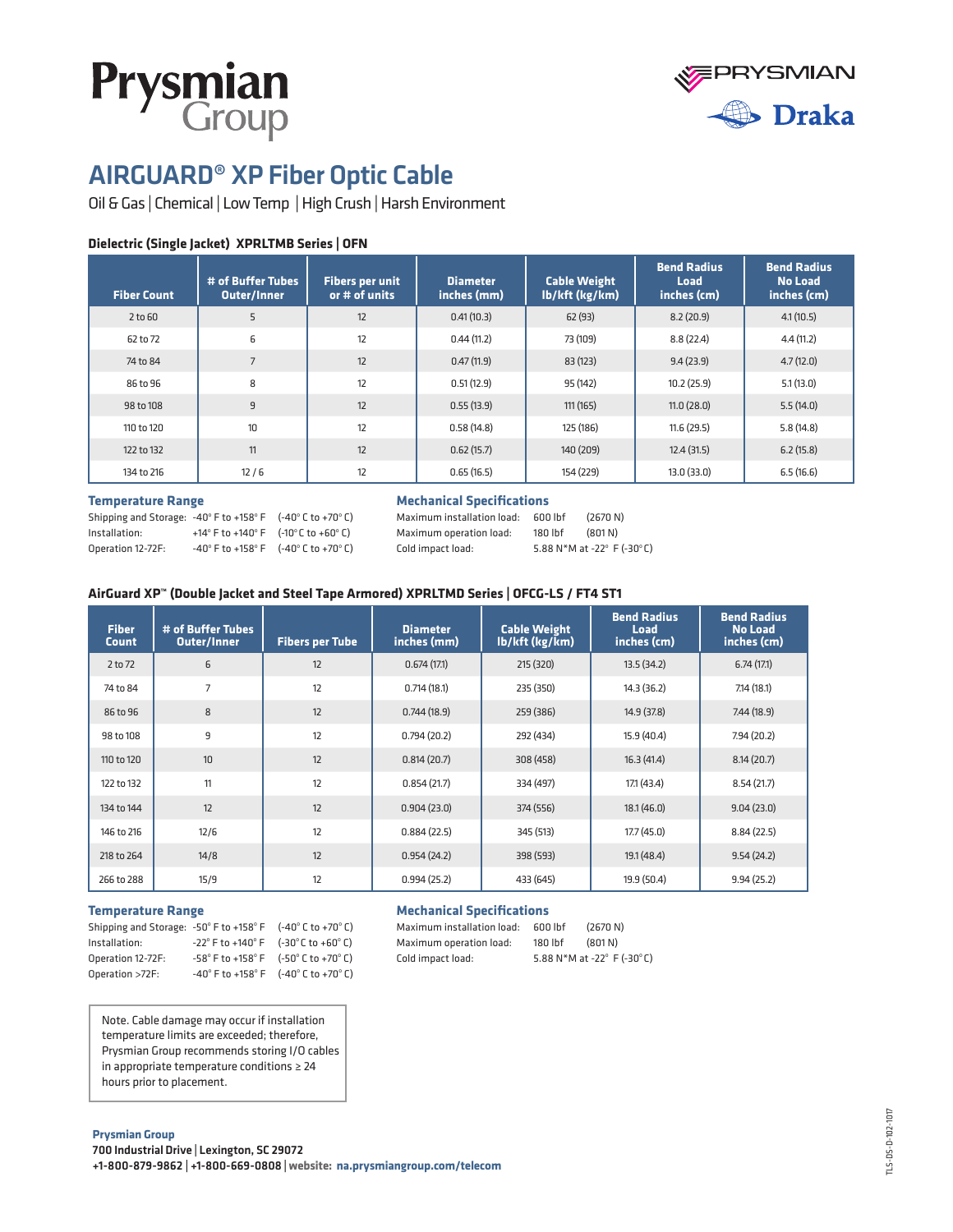Prysmian Group

PRYSMIAN Draka

# AIRGUARD® XP Fiber Optic Cable

Oil & Gas | Chemical | Low Temp | High Crush | Harsh Environment

### Dielectric (Single Jacket) XPRLTMB Series | OFN

| Fiber Count | # of Buffer Tubes Outer/Inner | Fibers per unit or # of units | Diameter inches (mm) | Cable Weight lb/kft (kg/km) | Bend Radius Load inches (cm) | Bend Radius No Load inches (cm) |
|---|---|---|---|---|---|---|
| 2 to 60 | 5 | 12 | 0.41 (10.3) | 62 (93) | 8.2 (20.9) | 4.1 (10.5) |
| 62 to 72 | 6 | 12 | 0.44 (11.2) | 73 (109) | 8.8 (22.4) | 4.4 (11.2) |
| 74 to 84 | 7 | 12 | 0.47 (11.9) | 83 (123) | 9.4 (23.9) | 4.7 (12.0) |
| 86 to 96 | 8 | 12 | 0.51 (12.9) | 95 (142) | 10.2 (25.9) | 5.1 (13.0) |
| 98 to 108 | 9 | 12 | 0.55 (13.9) | 111 (165) | 11.0 (28.0) | 5.5 (14.0) |
| 110 to 120 | 10 | 12 | 0.58 (14.8) | 125 (186) | 11.6 (29.5) | 5.8 (14.8) |
| 122 to 132 | 11 | 12 | 0.62 (15.7) | 140 (209) | 12.4 (31.5) | 6.2 (15.8) |
| 134 to 216 | 12 / 6 | 12 | 0.65 (16.5) | 154 (229) | 13.0 (33.0) | 6.5 (16.6) |

**Temperature Range**

| | | |
|---|---|---|
| Shipping and Storage: | -40° F to +158° F | (-40° C to +70° C) |
| Installation: | +14° F to +140° F | (-10° C to +60° C) |
| Operation 12-72F: | -40° F to +158° F | (-40° C to +70° C) |

**Mechanical Specifications**

| | | |
|---|---|---|
| Maximum installation load: | 600 lbf | (2670 N) |
| Maximum operation load: | 180 lbf | (801 N) |
| Cold impact load: | 5.88 N*M at -22° F (-30°C) | |

### AirGuard XP™ (Double Jacket and Steel Tape Armored) XPRLTMD Series | OFCG-LS / FT4 ST1

| Fiber Count | # of Buffer Tubes Outer/Inner | Fibers per Tube | Diameter inches (mm) | Cable Weight lb/kft (kg/km) | Bend Radius Load inches (cm) | Bend Radius No Load inches (cm) |
|---|---|---|---|---|---|---|
| 2 to 72 | 6 | 12 | 0.674 (17.1) | 215 (320) | 13.5 (34.2) | 6.74 (17.1) |
| 74 to 84 | 7 | 12 | 0.714 (18.1) | 235 (350) | 14.3 (36.2) | 7.14 (18.1) |
| 86 to 96 | 8 | 12 | 0.744 (18.9) | 259 (386) | 14.9 (37.8) | 7.44 (18.9) |
| 98 to 108 | 9 | 12 | 0.794 (20.2) | 292 (434) | 15.9 (40.4) | 7.94 (20.2) |
| 110 to 120 | 10 | 12 | 0.814 (20.7) | 308 (458) | 16.3 (41.4) | 8.14 (20.7) |
| 122 to 132 | 11 | 12 | 0.854 (21.7) | 334 (497) | 17.1 (43.4) | 8.54 (21.7) |
| 134 to 144 | 12 | 12 | 0.904 (23.0) | 374 (556) | 18.1 (46.0) | 9.04 (23.0) |
| 146 to 216 | 12/6 | 12 | 0.884 (22.5) | 345 (513) | 17.7 (45.0) | 8.84 (22.5) |
| 218 to 264 | 14/8 | 12 | 0.954 (24.2) | 398 (593) | 19.1 (48.4) | 9.54 (24.2) |
| 266 to 288 | 15/9 | 12 | 0.994 (25.2) | 433 (645) | 19.9 (50.4) | 9.94 (25.2) |

**Temperature Range**

| | | |
|---|---|---|
| Shipping and Storage: | -50° F to +158° F | (-40° C to +70° C) |
| Installation: | -22° F to +140° F | (-30° C to +60° C) |
| Operation 12-72F: | -58° F to +158° F | (-50° C to +70° C) |
| Operation >72F: | -40° F to +158° F | (-40° C to +70° C) |

**Mechanical Specifications**

| | | |
|---|---|---|
| Maximum installation load: | 600 lbf | (2670 N) |
| Maximum operation load: | 180 lbf | (801 N) |
| Cold impact load: | 5.88 N*M at -22° F (-30°C) | |

Note. Cable damage may occur if installation temperature limits are exceeded; therefore, Prysmian Group recommends storing I/O cables in appropriate temperature conditions ≥ 24 hours prior to placement.

**Prysmian Group**
**700 Industrial Drive | Lexington, SC 29072**
**+1-800-879-9862 | +1-800-669-0808 | website: na.prysmiangroup.com/telecom**

TLS-DS-D-102-1017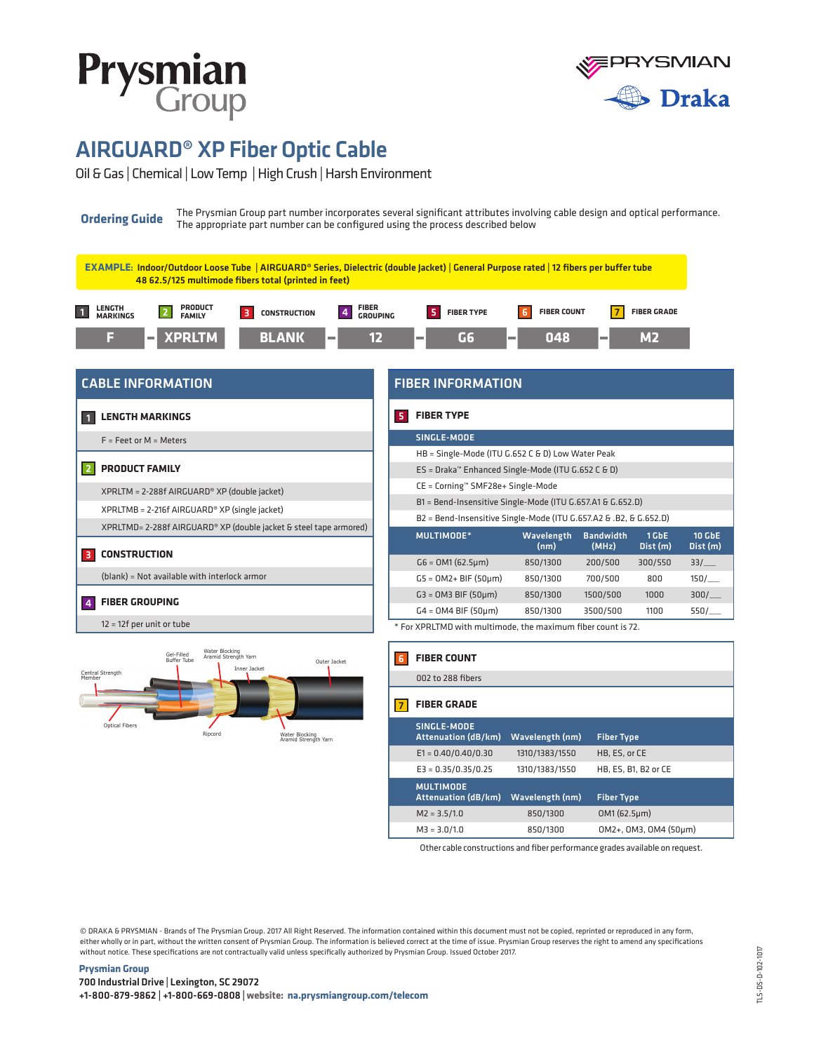# AIRGUARD® XP Fiber Optic Cable

Oil & Gas | Chemical | Low Temp | High Crush | Harsh Environment

**Ordering Guide** The Prysmian Group part number incorporates several significant attributes involving cable design and optical performance. The appropriate part number can be configured using the process described below

**EXAMPLE:** Indoor/Outdoor Loose Tube | AIRGUARD® Series, Dielectric (double Jacket) | General Purpose rated | 12 fibers per buffer tube 48 62.5/125 multimode fibers total (printed in feet)

| 1 LENGTH MARKINGS | | 2 PRODUCT FAMILY | 3 CONSTRUCTION | | 4 FIBER GROUPING | | 5 FIBER TYPE | | 6 FIBER COUNT | | 7 FIBER GRADE |
|---|---|---|---|---|---|---|---|---|---|---|---|
| F | - | XPRLTM | BLANK | - | 12 | - | G6 | - | 048 | - | M2 |

## CABLE INFORMATION

### 1 LENGTH MARKINGS

F = Feet or M = Meters

### 2 PRODUCT FAMILY

XPRLTM = 2-288f AIRGUARD® XP (double jacket)

XPRLTMB = 2-216f AIRGUARD® XP (single jacket)

XPRLTMD= 2-288f AIRGUARD® XP (double jacket & steel tape armored)

### 3 CONSTRUCTION

(blank) = Not available with interlock armor

### 4 FIBER GROUPING

12 = 12f per unit or tube

Central Strength Member
Gel-Filled Buffer Tube
Water Blocking Aramid Strength Yarn
Inner Jacket
Outer Jacket
Optical Fibers
Ripcord
Water Blocking Aramid Strength Yarn

## FIBER INFORMATION

### 5 FIBER TYPE

**SINGLE-MODE**

HB = Single-Mode (ITU G.652 C & D) Low Water Peak

ES = Draka™ Enhanced Single-Mode (ITU G.652 C & D)

CE = Corning™ SMF28e+ Single-Mode

B1 = Bend-Insensitive Single-Mode (ITU G.657.A1 & G.652.D)

B2 = Bend-Insensitive Single-Mode (ITU G.657.A2 & .B2, & G.652.D)

| MULTIMODE* | Wavelength (nm) | Bandwidth (MHz) | 1 GbE Dist (m) | 10 GbE Dist (m) |
|---|---|---|---|---|
| G6 = OM1 (62.5µm) | 850/1300 | 200/500 | 300/550 | 33/\_\_ |
| G5 = OM2+ BIF (50µm) | 850/1300 | 700/500 | 800 | 150/\_\_ |
| G3 = OM3 BIF (50µm) | 850/1300 | 1500/500 | 1000 | 300/\_\_ |
| G4 = OM4 BIF (50µm) | 850/1300 | 3500/500 | 1100 | 550/\_\_ |

\* For XPRLTMD with multimode, the maximum fiber count is 72.

### 6 FIBER COUNT

002 to 288 fibers

### 7 FIBER GRADE

| SINGLE-MODE Attenuation (dB/km) | Wavelength (nm) | Fiber Type |
|---|---|---|
| E1 = 0.40/0.40/0.30 | 1310/1383/1550 | HB, ES, or CE |
| E3 = 0.35/0.35/0.25 | 1310/1383/1550 | HB, ES, B1, B2 or CE |

| MULTIMODE Attenuation (dB/km) | Wavelength (nm) | Fiber Type |
|---|---|---|
| M2 = 3.5/1.0 | 850/1300 | OM1 (62.5µm) |
| M3 = 3.0/1.0 | 850/1300 | OM2+, OM3, OM4 (50µm) |

Other cable constructions and fiber performance grades available on request.

© DRAKA & PRYSMIAN - Brands of The Prysmian Group. 2017 All Right Reserved. The information contained within this document must not be copied, reprinted or reproduced in any form, either wholly or in part, without the written consent of Prysmian Group. The information is believed correct at the time of issue. Prysmian Group reserves the right to amend any specifications without notice. These specifications are not contractually valid unless specifically authorized by Prysmian Group. Issued October 2017.

**Prysmian Group**
**700 Industrial Drive | Lexington, SC 29072**
**+1-800-879-9862 | +1-800-669-0808 | website: na.prysmiangroup.com/telecom**

TLS-DS-D-102-1017